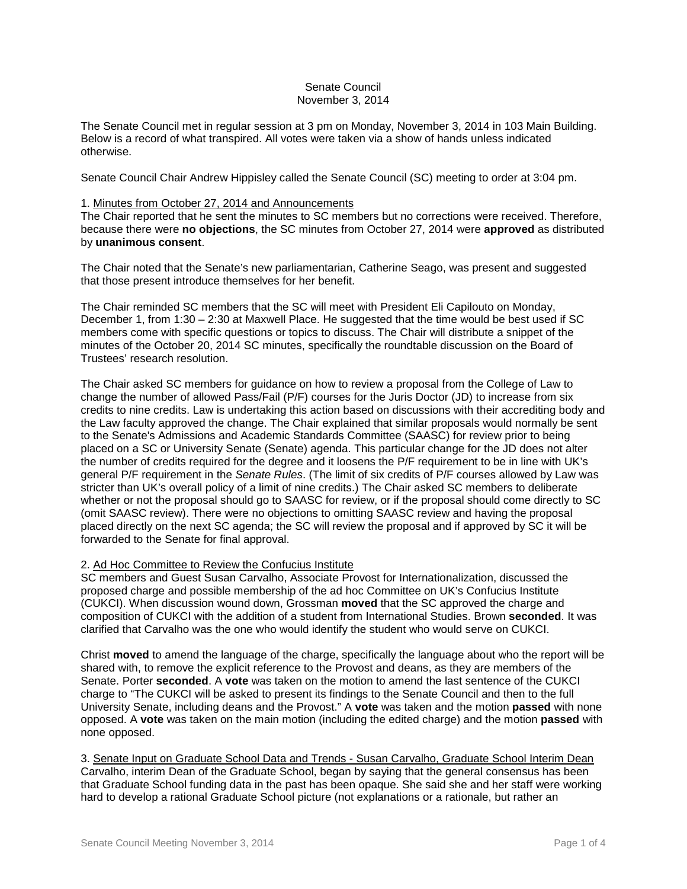Senate Council
November 3, 2014

The Senate Council met in regular session at 3 pm on Monday, November 3, 2014 in 103 Main Building. Below is a record of what transpired. All votes were taken via a show of hands unless indicated otherwise.

Senate Council Chair Andrew Hippisley called the Senate Council (SC) meeting to order at 3:04 pm.

1. Minutes from October 27, 2014 and Announcements

The Chair reported that he sent the minutes to SC members but no corrections were received. Therefore, because there were **no objections**, the SC minutes from October 27, 2014 were **approved** as distributed by **unanimous consent**.

The Chair noted that the Senate's new parliamentarian, Catherine Seago, was present and suggested that those present introduce themselves for her benefit.

The Chair reminded SC members that the SC will meet with President Eli Capilouto on Monday, December 1, from 1:30 – 2:30 at Maxwell Place. He suggested that the time would be best used if SC members come with specific questions or topics to discuss. The Chair will distribute a snippet of the minutes of the October 20, 2014 SC minutes, specifically the roundtable discussion on the Board of Trustees' research resolution.

The Chair asked SC members for guidance on how to review a proposal from the College of Law to change the number of allowed Pass/Fail (P/F) courses for the Juris Doctor (JD) to increase from six credits to nine credits. Law is undertaking this action based on discussions with their accrediting body and the Law faculty approved the change. The Chair explained that similar proposals would normally be sent to the Senate's Admissions and Academic Standards Committee (SAASC) for review prior to being placed on a SC or University Senate (Senate) agenda. This particular change for the JD does not alter the number of credits required for the degree and it loosens the P/F requirement to be in line with UK's general P/F requirement in the *Senate Rules*. (The limit of six credits of P/F courses allowed by Law was stricter than UK's overall policy of a limit of nine credits.) The Chair asked SC members to deliberate whether or not the proposal should go to SAASC for review, or if the proposal should come directly to SC (omit SAASC review). There were no objections to omitting SAASC review and having the proposal placed directly on the next SC agenda; the SC will review the proposal and if approved by SC it will be forwarded to the Senate for final approval.

2. Ad Hoc Committee to Review the Confucius Institute

SC members and Guest Susan Carvalho, Associate Provost for Internationalization, discussed the proposed charge and possible membership of the ad hoc Committee on UK's Confucius Institute (CUKCI). When discussion wound down, Grossman **moved** that the SC approved the charge and composition of CUKCI with the addition of a student from International Studies. Brown **seconded**. It was clarified that Carvalho was the one who would identify the student who would serve on CUKCI.

Christ **moved** to amend the language of the charge, specifically the language about who the report will be shared with, to remove the explicit reference to the Provost and deans, as they are members of the Senate. Porter **seconded**. A **vote** was taken on the motion to amend the last sentence of the CUKCI charge to "The CUKCI will be asked to present its findings to the Senate Council and then to the full University Senate, including deans and the Provost." A **vote** was taken and the motion **passed** with none opposed. A **vote** was taken on the main motion (including the edited charge) and the motion **passed** with none opposed.

3. Senate Input on Graduate School Data and Trends - Susan Carvalho, Graduate School Interim Dean

Carvalho, interim Dean of the Graduate School, began by saying that the general consensus has been that Graduate School funding data in the past has been opaque. She said she and her staff were working hard to develop a rational Graduate School picture (not explanations or a rationale, but rather an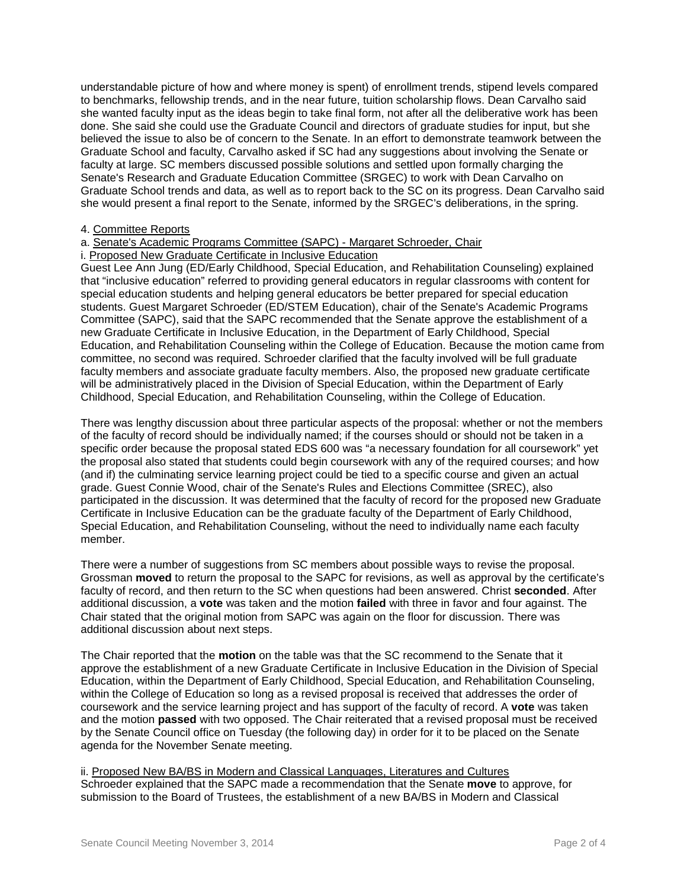understandable picture of how and where money is spent) of enrollment trends, stipend levels compared to benchmarks, fellowship trends, and in the near future, tuition scholarship flows. Dean Carvalho said she wanted faculty input as the ideas begin to take final form, not after all the deliberative work has been done. She said she could use the Graduate Council and directors of graduate studies for input, but she believed the issue to also be of concern to the Senate. In an effort to demonstrate teamwork between the Graduate School and faculty, Carvalho asked if SC had any suggestions about involving the Senate or faculty at large. SC members discussed possible solutions and settled upon formally charging the Senate's Research and Graduate Education Committee (SRGEC) to work with Dean Carvalho on Graduate School trends and data, as well as to report back to the SC on its progress. Dean Carvalho said she would present a final report to the Senate, informed by the SRGEC's deliberations, in the spring.

4. Committee Reports

a. Senate's Academic Programs Committee (SAPC) - Margaret Schroeder, Chair

i. Proposed New Graduate Certificate in Inclusive Education

Guest Lee Ann Jung (ED/Early Childhood, Special Education, and Rehabilitation Counseling) explained that "inclusive education" referred to providing general educators in regular classrooms with content for special education students and helping general educators be better prepared for special education students. Guest Margaret Schroeder (ED/STEM Education), chair of the Senate's Academic Programs Committee (SAPC), said that the SAPC recommended that the Senate approve the establishment of a new Graduate Certificate in Inclusive Education, in the Department of Early Childhood, Special Education, and Rehabilitation Counseling within the College of Education. Because the motion came from committee, no second was required. Schroeder clarified that the faculty involved will be full graduate faculty members and associate graduate faculty members. Also, the proposed new graduate certificate will be administratively placed in the Division of Special Education, within the Department of Early Childhood, Special Education, and Rehabilitation Counseling, within the College of Education.

There was lengthy discussion about three particular aspects of the proposal: whether or not the members of the faculty of record should be individually named; if the courses should or should not be taken in a specific order because the proposal stated EDS 600 was "a necessary foundation for all coursework" yet the proposal also stated that students could begin coursework with any of the required courses; and how (and if) the culminating service learning project could be tied to a specific course and given an actual grade. Guest Connie Wood, chair of the Senate's Rules and Elections Committee (SREC), also participated in the discussion. It was determined that the faculty of record for the proposed new Graduate Certificate in Inclusive Education can be the graduate faculty of the Department of Early Childhood, Special Education, and Rehabilitation Counseling, without the need to individually name each faculty member.

There were a number of suggestions from SC members about possible ways to revise the proposal. Grossman **moved** to return the proposal to the SAPC for revisions, as well as approval by the certificate's faculty of record, and then return to the SC when questions had been answered. Christ **seconded**. After additional discussion, a **vote** was taken and the motion **failed** with three in favor and four against. The Chair stated that the original motion from SAPC was again on the floor for discussion. There was additional discussion about next steps.

The Chair reported that the **motion** on the table was that the SC recommend to the Senate that it approve the establishment of a new Graduate Certificate in Inclusive Education in the Division of Special Education, within the Department of Early Childhood, Special Education, and Rehabilitation Counseling, within the College of Education so long as a revised proposal is received that addresses the order of coursework and the service learning project and has support of the faculty of record. A **vote** was taken and the motion **passed** with two opposed. The Chair reiterated that a revised proposal must be received by the Senate Council office on Tuesday (the following day) in order for it to be placed on the Senate agenda for the November Senate meeting.

ii. Proposed New BA/BS in Modern and Classical Languages, Literatures and Cultures

Schroeder explained that the SAPC made a recommendation that the Senate **move** to approve, for submission to the Board of Trustees, the establishment of a new BA/BS in Modern and Classical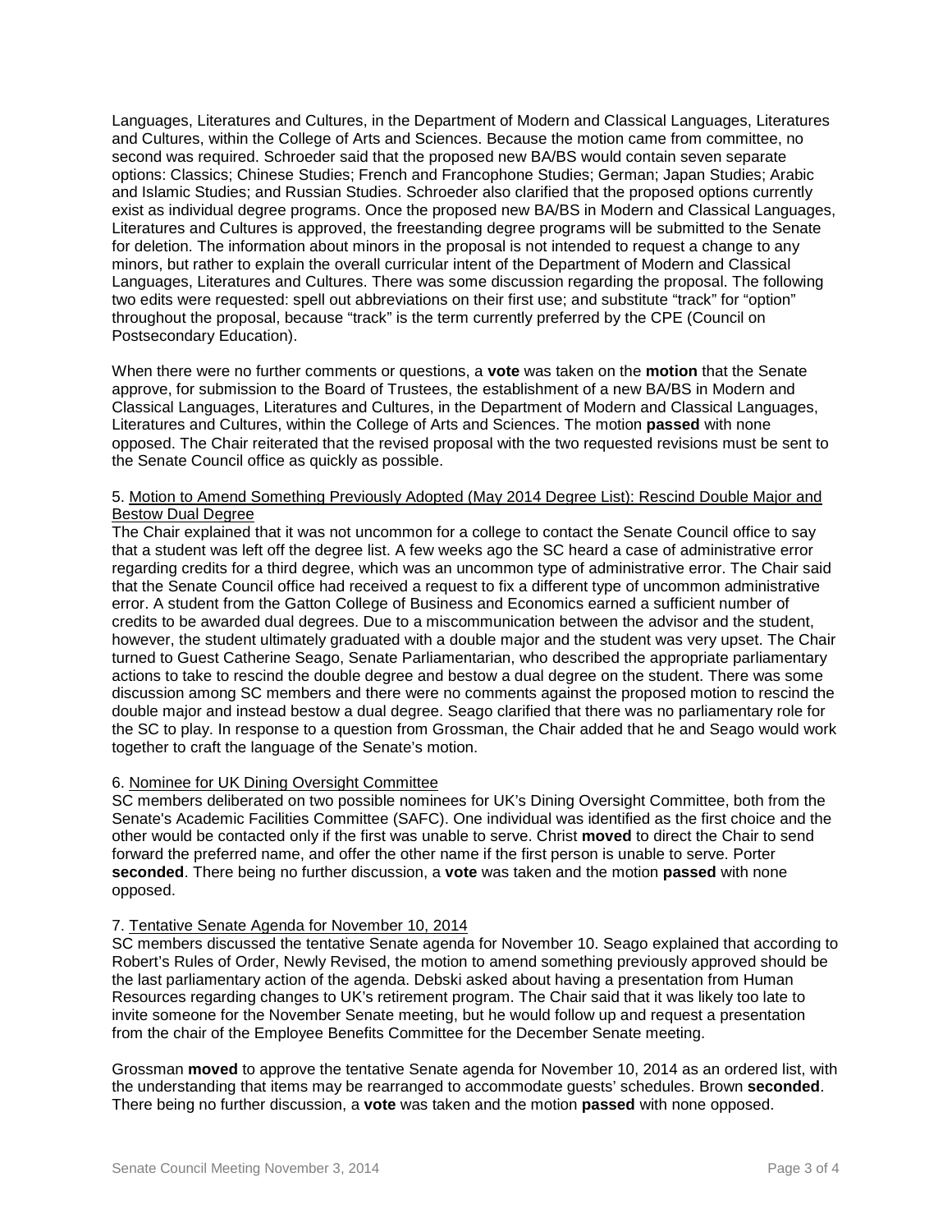Languages, Literatures and Cultures, in the Department of Modern and Classical Languages, Literatures and Cultures, within the College of Arts and Sciences. Because the motion came from committee, no second was required. Schroeder said that the proposed new BA/BS would contain seven separate options: Classics; Chinese Studies; French and Francophone Studies; German; Japan Studies; Arabic and Islamic Studies; and Russian Studies. Schroeder also clarified that the proposed options currently exist as individual degree programs. Once the proposed new BA/BS in Modern and Classical Languages, Literatures and Cultures is approved, the freestanding degree programs will be submitted to the Senate for deletion. The information about minors in the proposal is not intended to request a change to any minors, but rather to explain the overall curricular intent of the Department of Modern and Classical Languages, Literatures and Cultures. There was some discussion regarding the proposal. The following two edits were requested: spell out abbreviations on their first use; and substitute "track" for "option" throughout the proposal, because "track" is the term currently preferred by the CPE (Council on Postsecondary Education).

When there were no further comments or questions, a **vote** was taken on the **motion** that the Senate approve, for submission to the Board of Trustees, the establishment of a new BA/BS in Modern and Classical Languages, Literatures and Cultures, in the Department of Modern and Classical Languages, Literatures and Cultures, within the College of Arts and Sciences. The motion **passed** with none opposed. The Chair reiterated that the revised proposal with the two requested revisions must be sent to the Senate Council office as quickly as possible.

5. Motion to Amend Something Previously Adopted (May 2014 Degree List): Rescind Double Major and Bestow Dual Degree

The Chair explained that it was not uncommon for a college to contact the Senate Council office to say that a student was left off the degree list. A few weeks ago the SC heard a case of administrative error regarding credits for a third degree, which was an uncommon type of administrative error. The Chair said that the Senate Council office had received a request to fix a different type of uncommon administrative error. A student from the Gatton College of Business and Economics earned a sufficient number of credits to be awarded dual degrees. Due to a miscommunication between the advisor and the student, however, the student ultimately graduated with a double major and the student was very upset. The Chair turned to Guest Catherine Seago, Senate Parliamentarian, who described the appropriate parliamentary actions to take to rescind the double degree and bestow a dual degree on the student. There was some discussion among SC members and there were no comments against the proposed motion to rescind the double major and instead bestow a dual degree. Seago clarified that there was no parliamentary role for the SC to play. In response to a question from Grossman, the Chair added that he and Seago would work together to craft the language of the Senate's motion.

6. Nominee for UK Dining Oversight Committee

SC members deliberated on two possible nominees for UK's Dining Oversight Committee, both from the Senate's Academic Facilities Committee (SAFC). One individual was identified as the first choice and the other would be contacted only if the first was unable to serve. Christ **moved** to direct the Chair to send forward the preferred name, and offer the other name if the first person is unable to serve. Porter **seconded**. There being no further discussion, a **vote** was taken and the motion **passed** with none opposed.

7. Tentative Senate Agenda for November 10, 2014

SC members discussed the tentative Senate agenda for November 10. Seago explained that according to Robert's Rules of Order, Newly Revised, the motion to amend something previously approved should be the last parliamentary action of the agenda. Debski asked about having a presentation from Human Resources regarding changes to UK's retirement program. The Chair said that it was likely too late to invite someone for the November Senate meeting, but he would follow up and request a presentation from the chair of the Employee Benefits Committee for the December Senate meeting.

Grossman **moved** to approve the tentative Senate agenda for November 10, 2014 as an ordered list, with the understanding that items may be rearranged to accommodate guests' schedules. Brown **seconded**. There being no further discussion, a **vote** was taken and the motion **passed** with none opposed.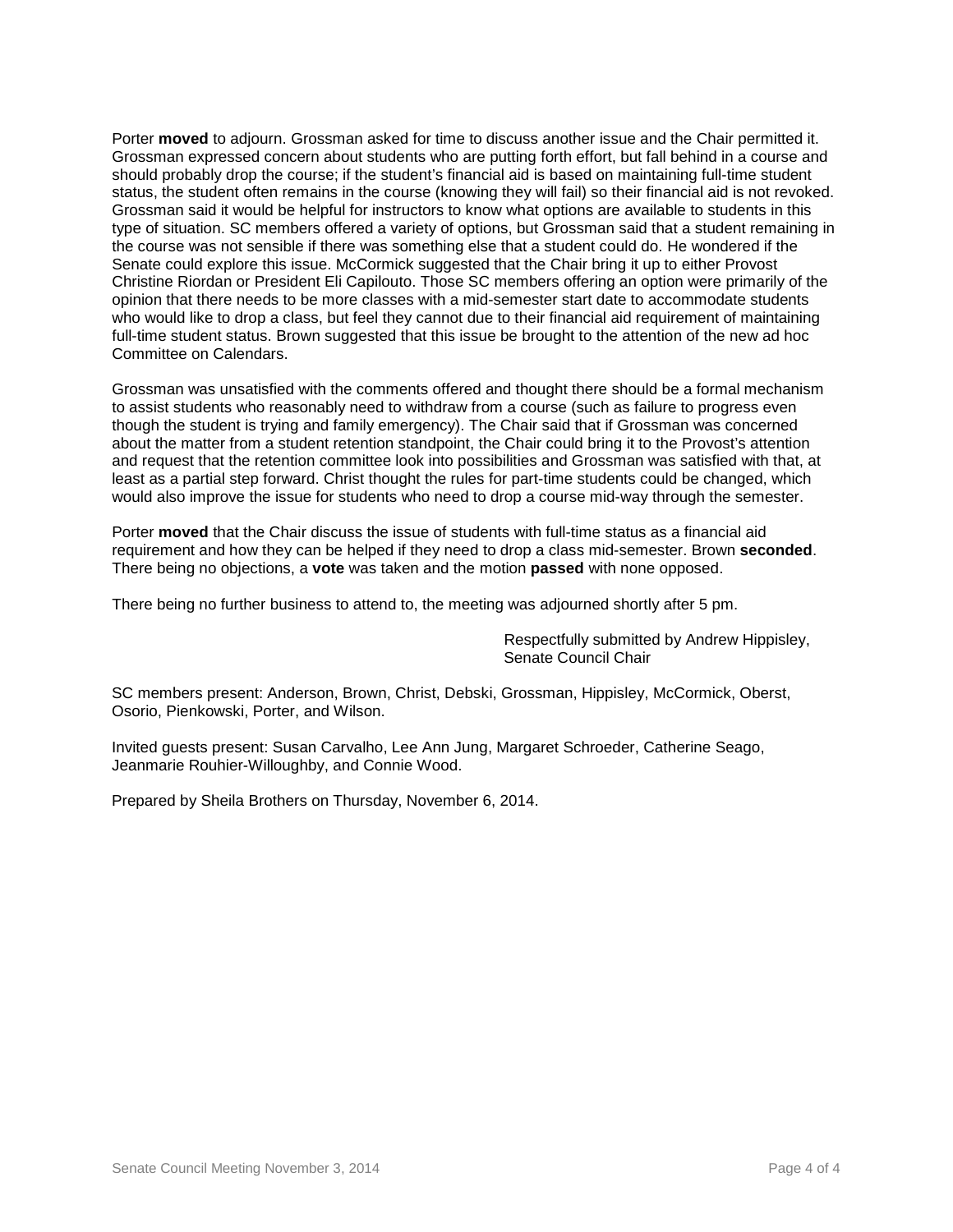Porter **moved** to adjourn. Grossman asked for time to discuss another issue and the Chair permitted it. Grossman expressed concern about students who are putting forth effort, but fall behind in a course and should probably drop the course; if the student's financial aid is based on maintaining full-time student status, the student often remains in the course (knowing they will fail) so their financial aid is not revoked. Grossman said it would be helpful for instructors to know what options are available to students in this type of situation. SC members offered a variety of options, but Grossman said that a student remaining in the course was not sensible if there was something else that a student could do. He wondered if the Senate could explore this issue. McCormick suggested that the Chair bring it up to either Provost Christine Riordan or President Eli Capilouto. Those SC members offering an option were primarily of the opinion that there needs to be more classes with a mid-semester start date to accommodate students who would like to drop a class, but feel they cannot due to their financial aid requirement of maintaining full-time student status. Brown suggested that this issue be brought to the attention of the new ad hoc Committee on Calendars.

Grossman was unsatisfied with the comments offered and thought there should be a formal mechanism to assist students who reasonably need to withdraw from a course (such as failure to progress even though the student is trying and family emergency). The Chair said that if Grossman was concerned about the matter from a student retention standpoint, the Chair could bring it to the Provost's attention and request that the retention committee look into possibilities and Grossman was satisfied with that, at least as a partial step forward. Christ thought the rules for part-time students could be changed, which would also improve the issue for students who need to drop a course mid-way through the semester.

Porter **moved** that the Chair discuss the issue of students with full-time status as a financial aid requirement and how they can be helped if they need to drop a class mid-semester. Brown **seconded**. There being no objections, a **vote** was taken and the motion **passed** with none opposed.

There being no further business to attend to, the meeting was adjourned shortly after 5 pm.

Respectfully submitted by Andrew Hippisley,
Senate Council Chair

SC members present: Anderson, Brown, Christ, Debski, Grossman, Hippisley, McCormick, Oberst, Osorio, Pienkowski, Porter, and Wilson.

Invited guests present: Susan Carvalho, Lee Ann Jung, Margaret Schroeder, Catherine Seago, Jeanmarie Rouhier-Willoughby, and Connie Wood.

Prepared by Sheila Brothers on Thursday, November 6, 2014.